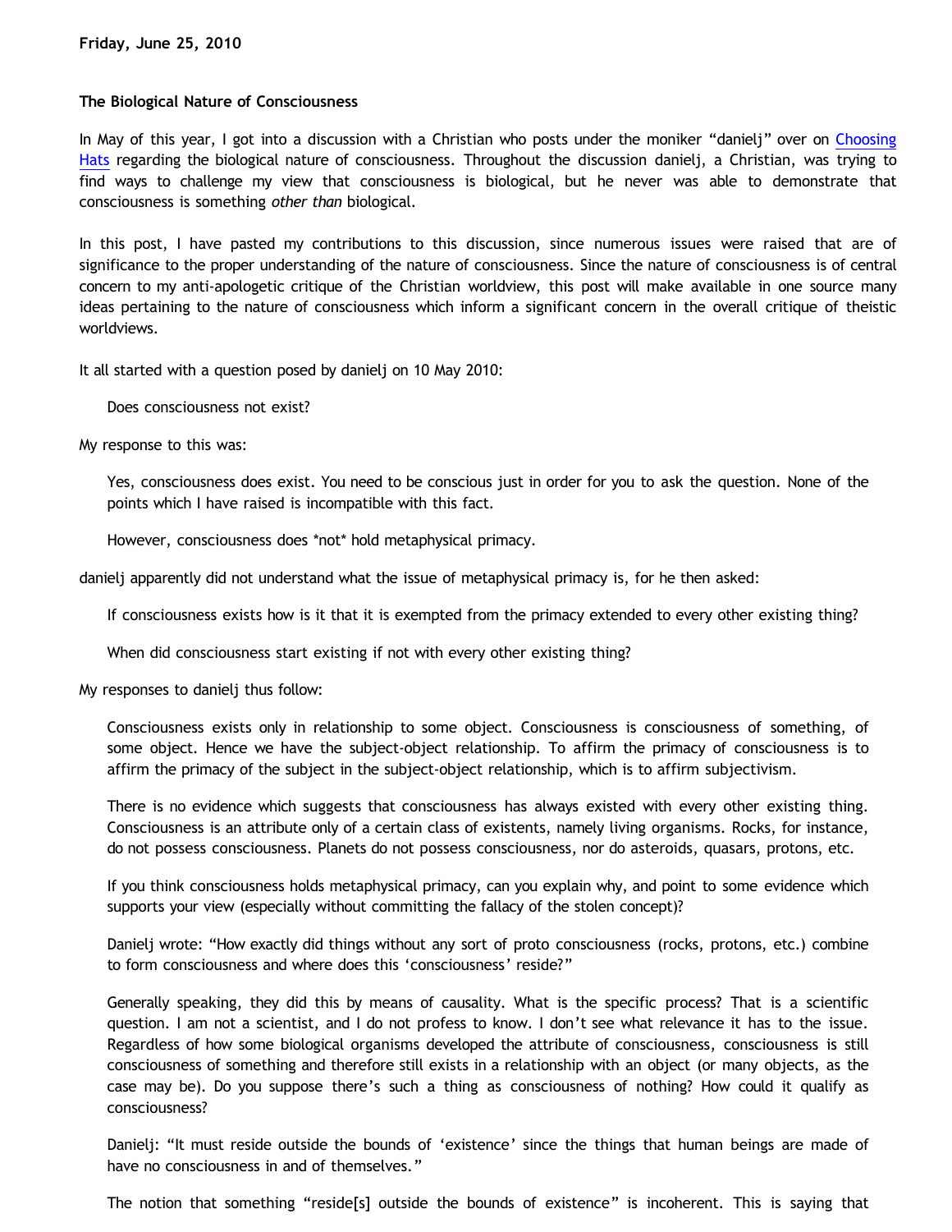**Friday, June 25, 2010**

### The Biological Nature of Consciousness

In May of this year, I got into a discussion with a Christian who posts under the moniker "danielj" over on Choosing Hats regarding the biological nature of consciousness. Throughout the discussion danielj, a Christian, was trying to find ways to challenge my view that consciousness is biological, but he never was able to demonstrate that consciousness is something *other than* biological.

In this post, I have pasted my contributions to this discussion, since numerous issues were raised that are of significance to the proper understanding of the nature of consciousness. Since the nature of consciousness is of central concern to my anti-apologetic critique of the Christian worldview, this post will make available in one source many ideas pertaining to the nature of consciousness which inform a significant concern in the overall critique of theistic worldviews.

It all started with a question posed by danielj on 10 May 2010:

> Does consciousness not exist?

My response to this was:

> Yes, consciousness does exist. You need to be conscious just in order for you to ask the question. None of the points which I have raised is incompatible with this fact.
>
> However, consciousness does *not* hold metaphysical primacy.

danielj apparently did not understand what the issue of metaphysical primacy is, for he then asked:

> If consciousness exists how is it that it is exempted from the primacy extended to every other existing thing?
>
> When did consciousness start existing if not with every other existing thing?

My responses to danielj thus follow:

> Consciousness exists only in relationship to some object. Consciousness is consciousness of something, of some object. Hence we have the subject-object relationship. To affirm the primacy of consciousness is to affirm the primacy of the subject in the subject-object relationship, which is to affirm subjectivism.
>
> There is no evidence which suggests that consciousness has always existed with every other existing thing. Consciousness is an attribute only of a certain class of existents, namely living organisms. Rocks, for instance, do not possess consciousness. Planets do not possess consciousness, nor do asteroids, quasars, protons, etc.
>
> If you think consciousness holds metaphysical primacy, can you explain why, and point to some evidence which supports your view (especially without committing the fallacy of the stolen concept)?
>
> Danielj wrote: "How exactly did things without any sort of proto consciousness (rocks, protons, etc.) combine to form consciousness and where does this 'consciousness' reside?"
>
> Generally speaking, they did this by means of causality. What is the specific process? That is a scientific question. I am not a scientist, and I do not profess to know. I don't see what relevance it has to the issue. Regardless of how some biological organisms developed the attribute of consciousness, consciousness is still consciousness of something and therefore still exists in a relationship with an object (or many objects, as the case may be). Do you suppose there's such a thing as consciousness of nothing? How could it qualify as consciousness?
>
> Danielj: "It must reside outside the bounds of 'existence' since the things that human beings are made of have no consciousness in and of themselves."
>
> The notion that something "reside[s] outside the bounds of existence" is incoherent. This is saying that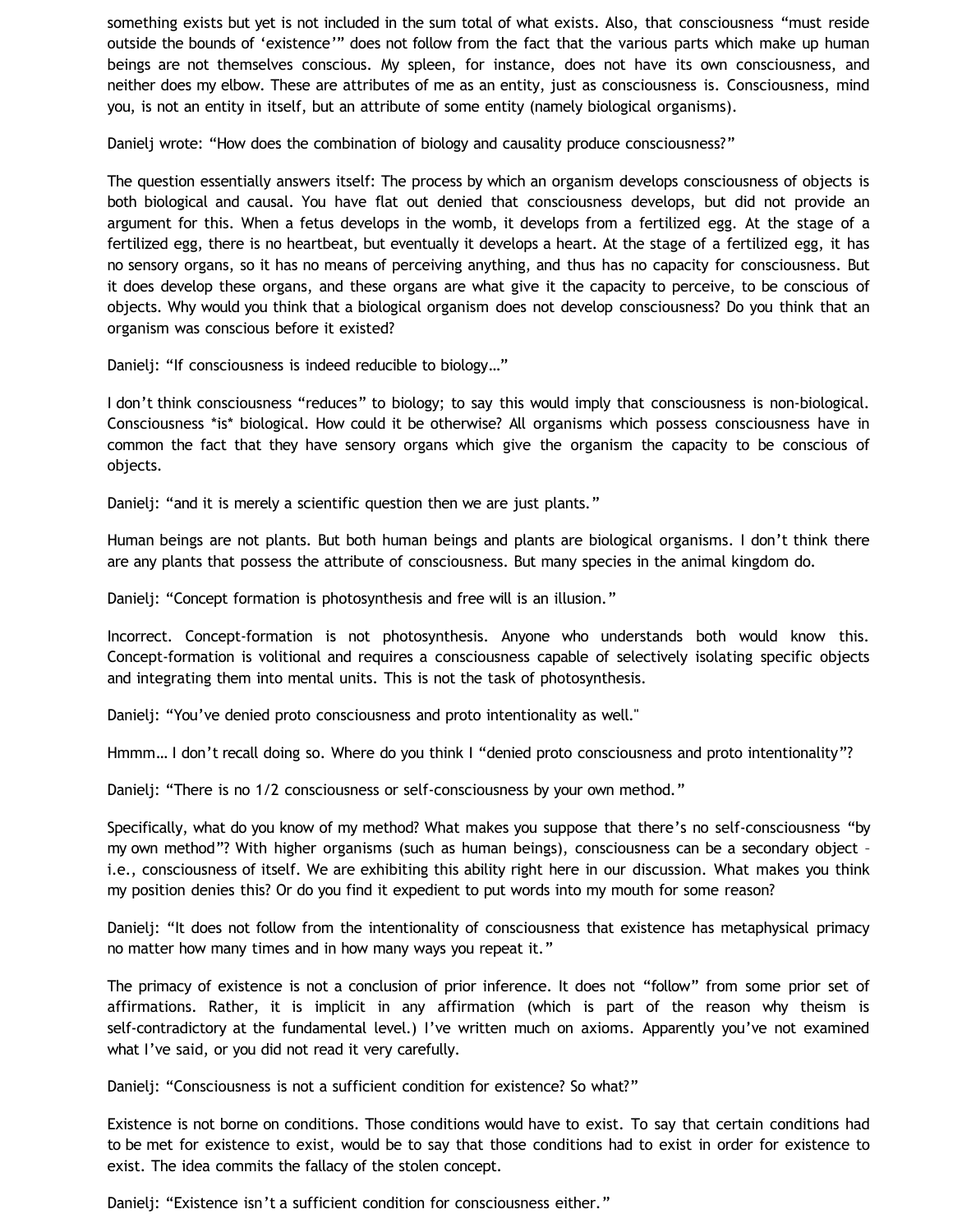something exists but yet is not included in the sum total of what exists. Also, that consciousness “must reside outside the bounds of ‘existence’” does not follow from the fact that the various parts which make up human beings are not themselves conscious. My spleen, for instance, does not have its own consciousness, and neither does my elbow. These are attributes of me as an entity, just as consciousness is. Consciousness, mind you, is not an entity in itself, but an attribute of some entity (namely biological organisms).

Danielj wrote: “How does the combination of biology and causality produce consciousness?”

The question essentially answers itself: The process by which an organism develops consciousness of objects is both biological and causal. You have flat out denied that consciousness develops, but did not provide an argument for this. When a fetus develops in the womb, it develops from a fertilized egg. At the stage of a fertilized egg, there is no heartbeat, but eventually it develops a heart. At the stage of a fertilized egg, it has no sensory organs, so it has no means of perceiving anything, and thus has no capacity for consciousness. But it does develop these organs, and these organs are what give it the capacity to perceive, to be conscious of objects. Why would you think that a biological organism does not develop consciousness? Do you think that an organism was conscious before it existed?

Danielj: “If consciousness is indeed reducible to biology…”

I don’t think consciousness “reduces” to biology; to say this would imply that consciousness is non-biological. Consciousness *is* biological. How could it be otherwise? All organisms which possess consciousness have in common the fact that they have sensory organs which give the organism the capacity to be conscious of objects.

Danielj: “and it is merely a scientific question then we are just plants.”

Human beings are not plants. But both human beings and plants are biological organisms. I don’t think there are any plants that possess the attribute of consciousness. But many species in the animal kingdom do.

Danielj: “Concept formation is photosynthesis and free will is an illusion.”

Incorrect. Concept-formation is not photosynthesis. Anyone who understands both would know this. Concept-formation is volitional and requires a consciousness capable of selectively isolating specific objects and integrating them into mental units. This is not the task of photosynthesis.

Danielj: “You’ve denied proto consciousness and proto intentionality as well."

Hmmm… I don’t recall doing so. Where do you think I “denied proto consciousness and proto intentionality”?

Danielj: “There is no 1/2 consciousness or self-consciousness by your own method.”

Specifically, what do you know of my method? What makes you suppose that there’s no self-consciousness “by my own method”? With higher organisms (such as human beings), consciousness can be a secondary object – i.e., consciousness of itself. We are exhibiting this ability right here in our discussion. What makes you think my position denies this? Or do you find it expedient to put words into my mouth for some reason?

Danielj: “It does not follow from the intentionality of consciousness that existence has metaphysical primacy no matter how many times and in how many ways you repeat it.”

The primacy of existence is not a conclusion of prior inference. It does not “follow” from some prior set of affirmations. Rather, it is implicit in any affirmation (which is part of the reason why theism is self-contradictory at the fundamental level.) I’ve written much on axioms. Apparently you’ve not examined what I’ve said, or you did not read it very carefully.

Danielj: “Consciousness is not a sufficient condition for existence? So what?”

Existence is not borne on conditions. Those conditions would have to exist. To say that certain conditions had to be met for existence to exist, would be to say that those conditions had to exist in order for existence to exist. The idea commits the fallacy of the stolen concept.

Danielj: “Existence isn’t a sufficient condition for consciousness either.”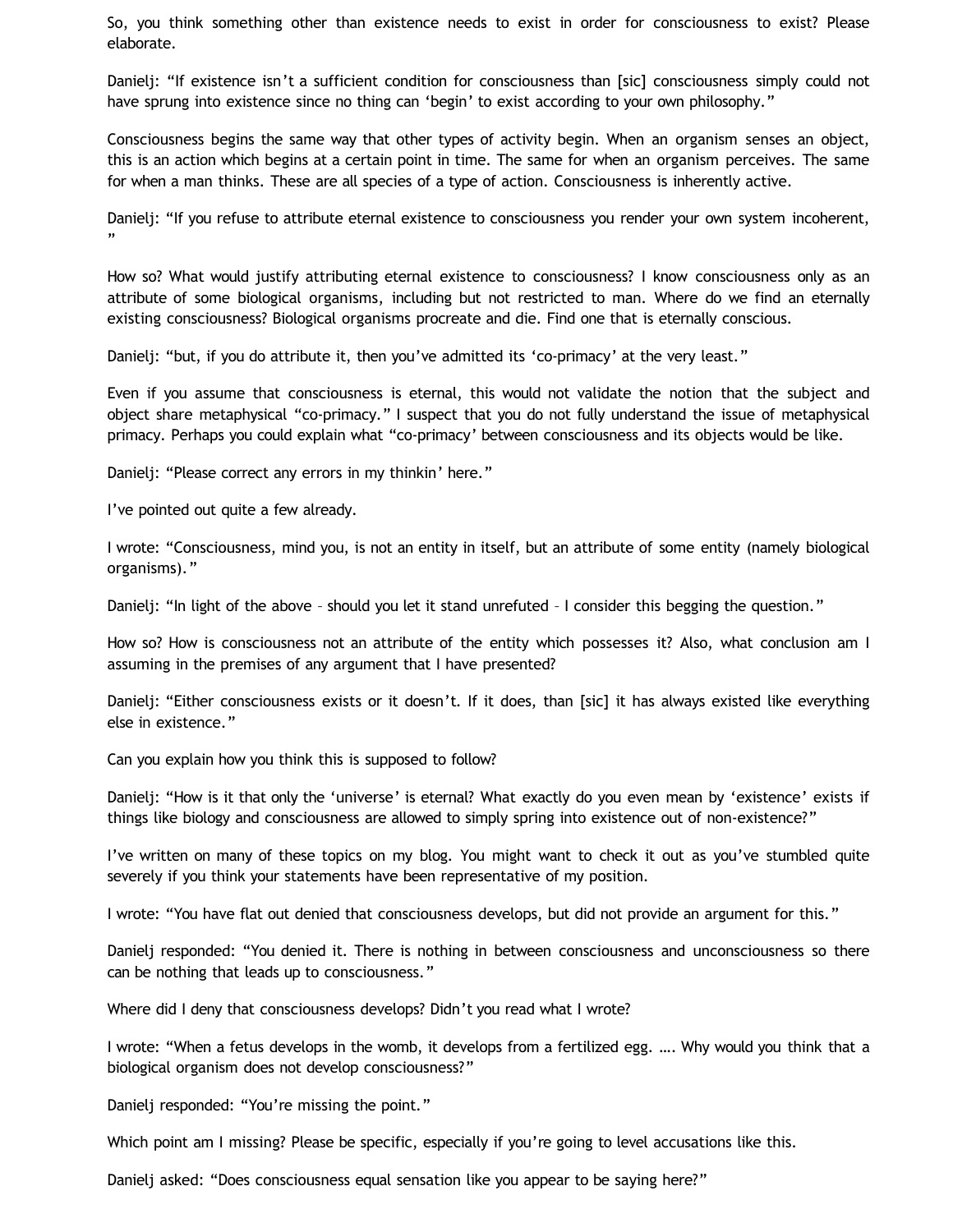So, you think something other than existence needs to exist in order for consciousness to exist? Please elaborate.

Danielj: "If existence isn't a sufficient condition for consciousness than [sic] consciousness simply could not have sprung into existence since no thing can 'begin' to exist according to your own philosophy."

Consciousness begins the same way that other types of activity begin. When an organism senses an object, this is an action which begins at a certain point in time. The same for when an organism perceives. The same for when a man thinks. These are all species of a type of action. Consciousness is inherently active.

Danielj: "If you refuse to attribute eternal existence to consciousness you render your own system incoherent, "

How so? What would justify attributing eternal existence to consciousness? I know consciousness only as an attribute of some biological organisms, including but not restricted to man. Where do we find an eternally existing consciousness? Biological organisms procreate and die. Find one that is eternally conscious.

Danielj: "but, if you do attribute it, then you've admitted its 'co-primacy' at the very least."

Even if you assume that consciousness is eternal, this would not validate the notion that the subject and object share metaphysical "co-primacy." I suspect that you do not fully understand the issue of metaphysical primacy. Perhaps you could explain what "co-primacy' between consciousness and its objects would be like.

Danielj: "Please correct any errors in my thinkin' here."

I've pointed out quite a few already.

I wrote: "Consciousness, mind you, is not an entity in itself, but an attribute of some entity (namely biological organisms)."

Danielj: "In light of the above – should you let it stand unrefuted – I consider this begging the question."

How so? How is consciousness not an attribute of the entity which possesses it? Also, what conclusion am I assuming in the premises of any argument that I have presented?

Danielj: "Either consciousness exists or it doesn't. If it does, than [sic] it has always existed like everything else in existence."

Can you explain how you think this is supposed to follow?

Danielj: "How is it that only the 'universe' is eternal? What exactly do you even mean by 'existence' exists if things like biology and consciousness are allowed to simply spring into existence out of non-existence?"

I've written on many of these topics on my blog. You might want to check it out as you've stumbled quite severely if you think your statements have been representative of my position.

I wrote: "You have flat out denied that consciousness develops, but did not provide an argument for this."

Danielj responded: "You denied it. There is nothing in between consciousness and unconsciousness so there can be nothing that leads up to consciousness."

Where did I deny that consciousness develops? Didn't you read what I wrote?

I wrote: "When a fetus develops in the womb, it develops from a fertilized egg. …. Why would you think that a biological organism does not develop consciousness?"

Danielj responded: "You're missing the point."

Which point am I missing? Please be specific, especially if you're going to level accusations like this.

Danielj asked: "Does consciousness equal sensation like you appear to be saying here?"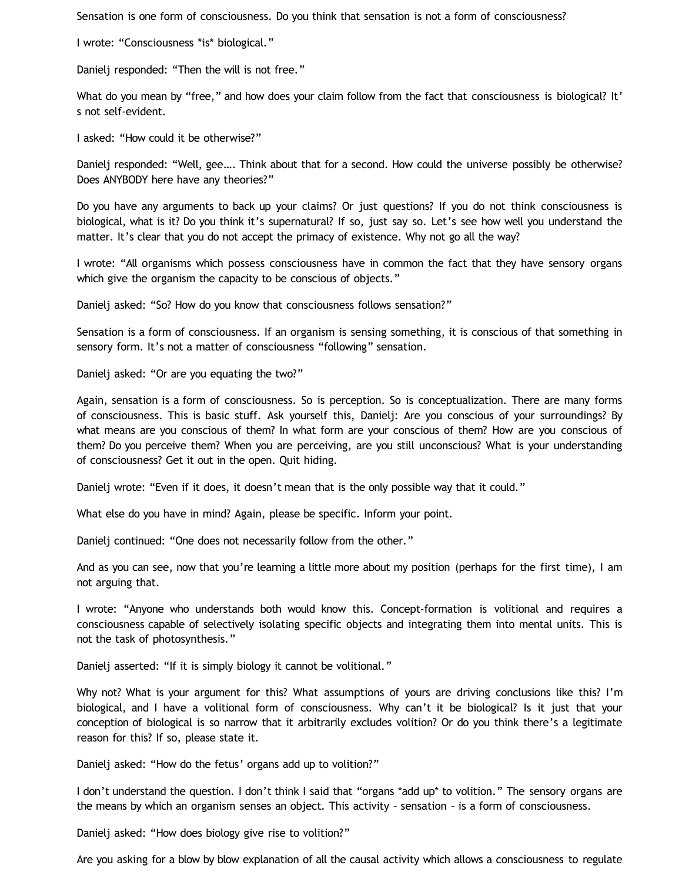Sensation is one form of consciousness. Do you think that sensation is not a form of consciousness?

I wrote: “Consciousness *is* biological.”

Danielj responded: “Then the will is not free.”

What do you mean by “free,” and how does your claim follow from the fact that consciousness is biological? It’s not self-evident.

I asked: “How could it be otherwise?”

Danielj responded: “Well, gee…. Think about that for a second. How could the universe possibly be otherwise? Does ANYBODY here have any theories?”

Do you have any arguments to back up your claims? Or just questions? If you do not think consciousness is biological, what is it? Do you think it’s supernatural? If so, just say so. Let’s see how well you understand the matter. It’s clear that you do not accept the primacy of existence. Why not go all the way?

I wrote: “All organisms which possess consciousness have in common the fact that they have sensory organs which give the organism the capacity to be conscious of objects.”

Danielj asked: “So? How do you know that consciousness follows sensation?”

Sensation is a form of consciousness. If an organism is sensing something, it is conscious of that something in sensory form. It’s not a matter of consciousness “following” sensation.

Danielj asked: “Or are you equating the two?”

Again, sensation is a form of consciousness. So is perception. So is conceptualization. There are many forms of consciousness. This is basic stuff. Ask yourself this, Danielj: Are you conscious of your surroundings? By what means are you conscious of them? In what form are your conscious of them? How are you conscious of them? Do you perceive them? When you are perceiving, are you still unconscious? What is your understanding of consciousness? Get it out in the open. Quit hiding.

Danielj wrote: “Even if it does, it doesn’t mean that is the only possible way that it could.”

What else do you have in mind? Again, please be specific. Inform your point.

Danielj continued: “One does not necessarily follow from the other.”

And as you can see, now that you’re learning a little more about my position (perhaps for the first time), I am not arguing that.

I wrote: “Anyone who understands both would know this. Concept-formation is volitional and requires a consciousness capable of selectively isolating specific objects and integrating them into mental units. This is not the task of photosynthesis.”

Danielj asserted: “If it is simply biology it cannot be volitional.”

Why not? What is your argument for this? What assumptions of yours are driving conclusions like this? I’m biological, and I have a volitional form of consciousness. Why can’t it be biological? Is it just that your conception of biological is so narrow that it arbitrarily excludes volition? Or do you think there’s a legitimate reason for this? If so, please state it.

Danielj asked: “How do the fetus’ organs add up to volition?”

I don’t understand the question. I don’t think I said that “organs *add up* to volition.” The sensory organs are the means by which an organism senses an object. This activity – sensation – is a form of consciousness.

Danielj asked: “How does biology give rise to volition?”

Are you asking for a blow by blow explanation of all the causal activity which allows a consciousness to regulate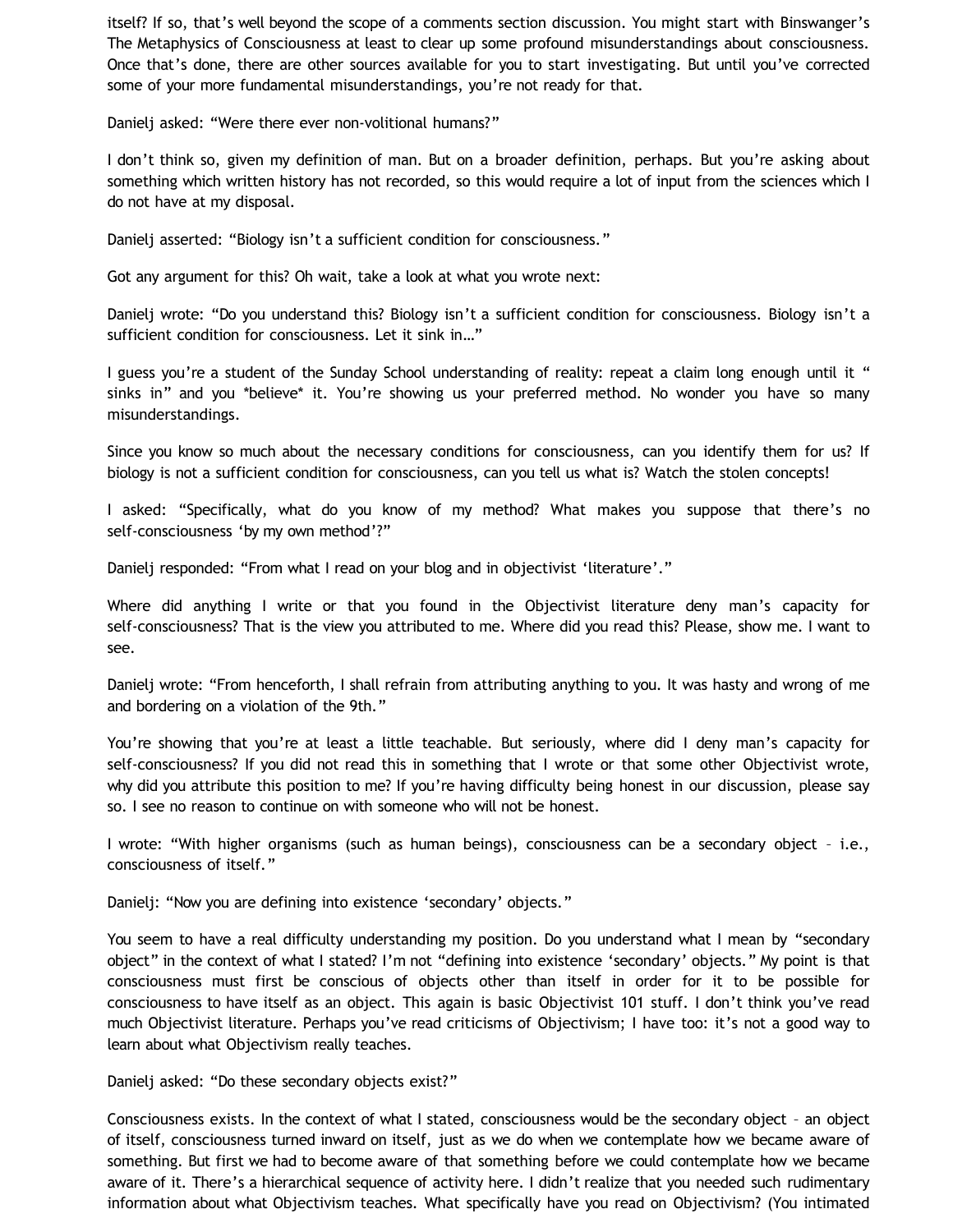itself? If so, that's well beyond the scope of a comments section discussion. You might start with Binswanger's The Metaphysics of Consciousness at least to clear up some profound misunderstandings about consciousness. Once that's done, there are other sources available for you to start investigating. But until you've corrected some of your more fundamental misunderstandings, you're not ready for that.

Danielj asked: "Were there ever non-volitional humans?"

I don't think so, given my definition of man. But on a broader definition, perhaps. But you're asking about something which written history has not recorded, so this would require a lot of input from the sciences which I do not have at my disposal.

Danielj asserted: "Biology isn't a sufficient condition for consciousness."

Got any argument for this? Oh wait, take a look at what you wrote next:

Danielj wrote: "Do you understand this? Biology isn't a sufficient condition for consciousness. Biology isn't a sufficient condition for consciousness. Let it sink in…"

I guess you're a student of the Sunday School understanding of reality: repeat a claim long enough until it " sinks in" and you *believe* it. You're showing us your preferred method. No wonder you have so many misunderstandings.

Since you know so much about the necessary conditions for consciousness, can you identify them for us? If biology is not a sufficient condition for consciousness, can you tell us what is? Watch the stolen concepts!

I asked: "Specifically, what do you know of my method? What makes you suppose that there's no self-consciousness 'by my own method'?"

Danielj responded: "From what I read on your blog and in objectivist 'literature'."

Where did anything I write or that you found in the Objectivist literature deny man's capacity for self-consciousness? That is the view you attributed to me. Where did you read this? Please, show me. I want to see.

Danielj wrote: "From henceforth, I shall refrain from attributing anything to you. It was hasty and wrong of me and bordering on a violation of the 9th."

You're showing that you're at least a little teachable. But seriously, where did I deny man's capacity for self-consciousness? If you did not read this in something that I wrote or that some other Objectivist wrote, why did you attribute this position to me? If you're having difficulty being honest in our discussion, please say so. I see no reason to continue on with someone who will not be honest.

I wrote: "With higher organisms (such as human beings), consciousness can be a secondary object – i.e., consciousness of itself."

Danielj: "Now you are defining into existence 'secondary' objects."

You seem to have a real difficulty understanding my position. Do you understand what I mean by "secondary object" in the context of what I stated? I'm not "defining into existence 'secondary' objects." My point is that consciousness must first be conscious of objects other than itself in order for it to be possible for consciousness to have itself as an object. This again is basic Objectivist 101 stuff. I don't think you've read much Objectivist literature. Perhaps you've read criticisms of Objectivism; I have too: it's not a good way to learn about what Objectivism really teaches.

Danielj asked: "Do these secondary objects exist?"

Consciousness exists. In the context of what I stated, consciousness would be the secondary object – an object of itself, consciousness turned inward on itself, just as we do when we contemplate how we became aware of something. But first we had to become aware of that something before we could contemplate how we became aware of it. There's a hierarchical sequence of activity here. I didn't realize that you needed such rudimentary information about what Objectivism teaches. What specifically have you read on Objectivism? (You intimated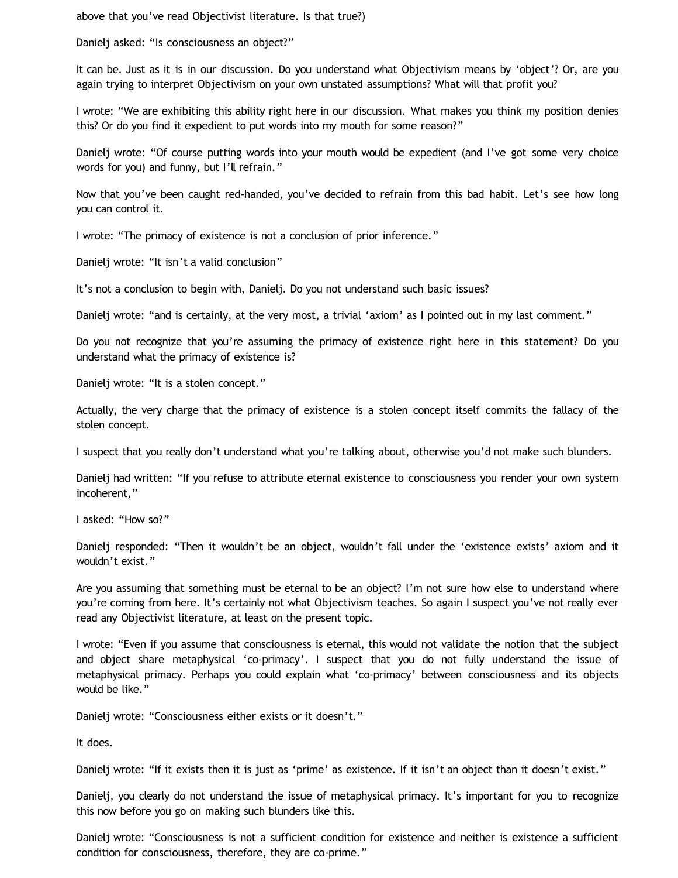above that you've read Objectivist literature. Is that true?)

Danielj asked: "Is consciousness an object?"

It can be. Just as it is in our discussion. Do you understand what Objectivism means by 'object'? Or, are you again trying to interpret Objectivism on your own unstated assumptions? What will that profit you?

I wrote: "We are exhibiting this ability right here in our discussion. What makes you think my position denies this? Or do you find it expedient to put words into my mouth for some reason?"

Danielj wrote: "Of course putting words into your mouth would be expedient (and I've got some very choice words for you) and funny, but I'll refrain."

Now that you've been caught red-handed, you've decided to refrain from this bad habit. Let's see how long you can control it.

I wrote: "The primacy of existence is not a conclusion of prior inference."

Danielj wrote: "It isn't a valid conclusion"

It's not a conclusion to begin with, Danielj. Do you not understand such basic issues?

Danielj wrote: "and is certainly, at the very most, a trivial 'axiom' as I pointed out in my last comment."

Do you not recognize that you're assuming the primacy of existence right here in this statement? Do you understand what the primacy of existence is?

Danielj wrote: "It is a stolen concept."

Actually, the very charge that the primacy of existence is a stolen concept itself commits the fallacy of the stolen concept.

I suspect that you really don't understand what you're talking about, otherwise you'd not make such blunders.

Danielj had written: "If you refuse to attribute eternal existence to consciousness you render your own system incoherent,"

I asked: "How so?"

Danielj responded: "Then it wouldn't be an object, wouldn't fall under the 'existence exists' axiom and it wouldn't exist."

Are you assuming that something must be eternal to be an object? I'm not sure how else to understand where you're coming from here. It's certainly not what Objectivism teaches. So again I suspect you've not really ever read any Objectivist literature, at least on the present topic.

I wrote: "Even if you assume that consciousness is eternal, this would not validate the notion that the subject and object share metaphysical 'co-primacy'. I suspect that you do not fully understand the issue of metaphysical primacy. Perhaps you could explain what 'co-primacy' between consciousness and its objects would be like."

Danielj wrote: "Consciousness either exists or it doesn't."

It does.

Danielj wrote: "If it exists then it is just as 'prime' as existence. If it isn't an object than it doesn't exist."

Danielj, you clearly do not understand the issue of metaphysical primacy. It's important for you to recognize this now before you go on making such blunders like this.

Danielj wrote: "Consciousness is not a sufficient condition for existence and neither is existence a sufficient condition for consciousness, therefore, they are co-prime."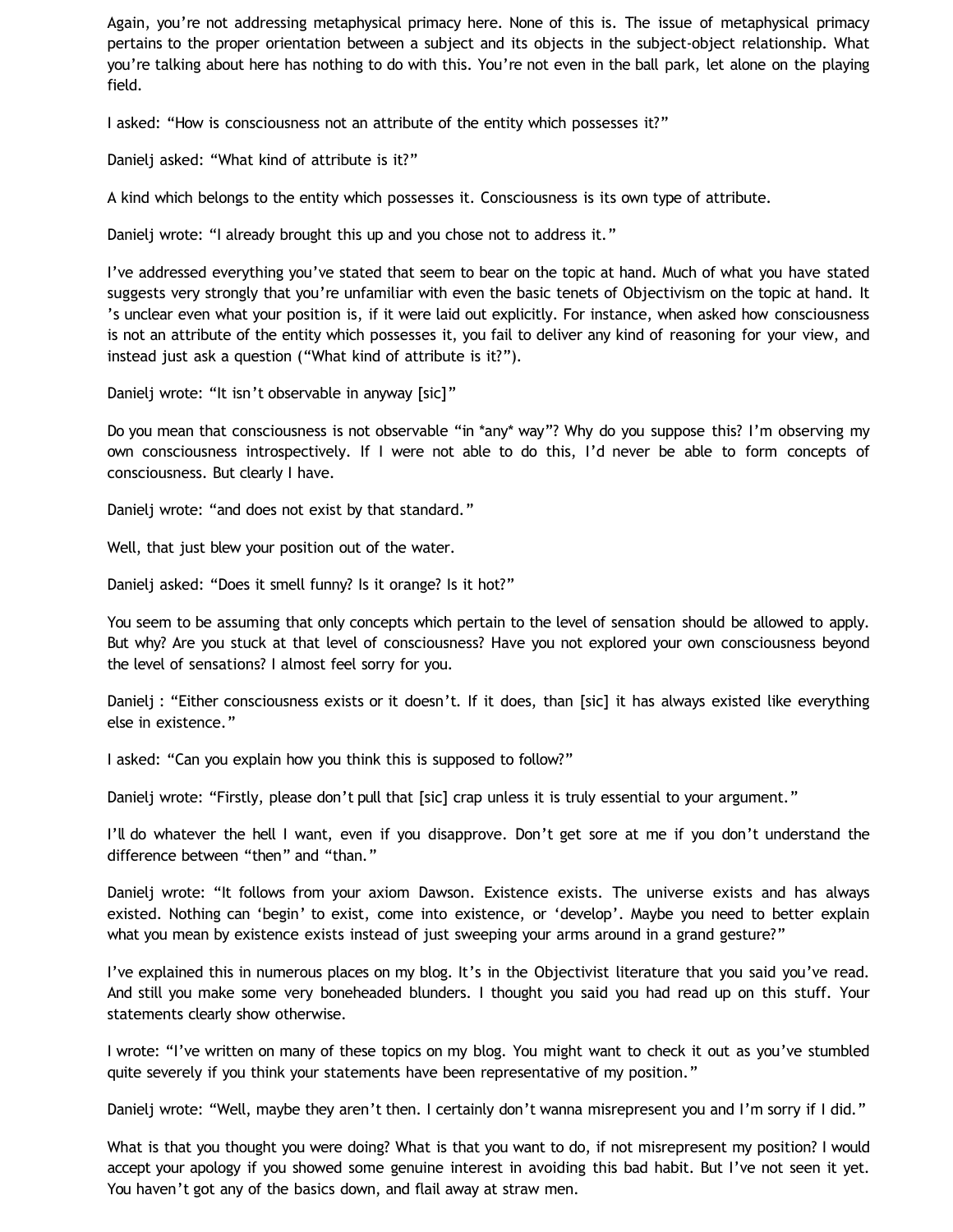Again, you're not addressing metaphysical primacy here. None of this is. The issue of metaphysical primacy pertains to the proper orientation between a subject and its objects in the subject-object relationship. What you're talking about here has nothing to do with this. You're not even in the ball park, let alone on the playing field.

I asked: "How is consciousness not an attribute of the entity which possesses it?"

Danielj asked: "What kind of attribute is it?"

A kind which belongs to the entity which possesses it. Consciousness is its own type of attribute.

Danielj wrote: "I already brought this up and you chose not to address it."

I've addressed everything you've stated that seem to bear on the topic at hand. Much of what you have stated suggests very strongly that you're unfamiliar with even the basic tenets of Objectivism on the topic at hand. It 's unclear even what your position is, if it were laid out explicitly. For instance, when asked how consciousness is not an attribute of the entity which possesses it, you fail to deliver any kind of reasoning for your view, and instead just ask a question ("What kind of attribute is it?").

Danielj wrote: "It isn't observable in anyway [sic]"

Do you mean that consciousness is not observable "in *any* way"? Why do you suppose this? I'm observing my own consciousness introspectively. If I were not able to do this, I'd never be able to form concepts of consciousness. But clearly I have.

Danielj wrote: "and does not exist by that standard."

Well, that just blew your position out of the water.

Danielj asked: "Does it smell funny? Is it orange? Is it hot?"

You seem to be assuming that only concepts which pertain to the level of sensation should be allowed to apply. But why? Are you stuck at that level of consciousness? Have you not explored your own consciousness beyond the level of sensations? I almost feel sorry for you.

Danielj : "Either consciousness exists or it doesn't. If it does, than [sic] it has always existed like everything else in existence."

I asked: "Can you explain how you think this is supposed to follow?"

Danielj wrote: "Firstly, please don't pull that [sic] crap unless it is truly essential to your argument."

I'll do whatever the hell I want, even if you disapprove. Don't get sore at me if you don't understand the difference between "then" and "than."

Danielj wrote: "It follows from your axiom Dawson. Existence exists. The universe exists and has always existed. Nothing can 'begin' to exist, come into existence, or 'develop'. Maybe you need to better explain what you mean by existence exists instead of just sweeping your arms around in a grand gesture?"

I've explained this in numerous places on my blog. It's in the Objectivist literature that you said you've read. And still you make some very boneheaded blunders. I thought you said you had read up on this stuff. Your statements clearly show otherwise.

I wrote: "I've written on many of these topics on my blog. You might want to check it out as you've stumbled quite severely if you think your statements have been representative of my position."

Danielj wrote: "Well, maybe they aren't then. I certainly don't wanna misrepresent you and I'm sorry if I did."

What is that you thought you were doing? What is that you want to do, if not misrepresent my position? I would accept your apology if you showed some genuine interest in avoiding this bad habit. But I've not seen it yet. You haven't got any of the basics down, and flail away at straw men.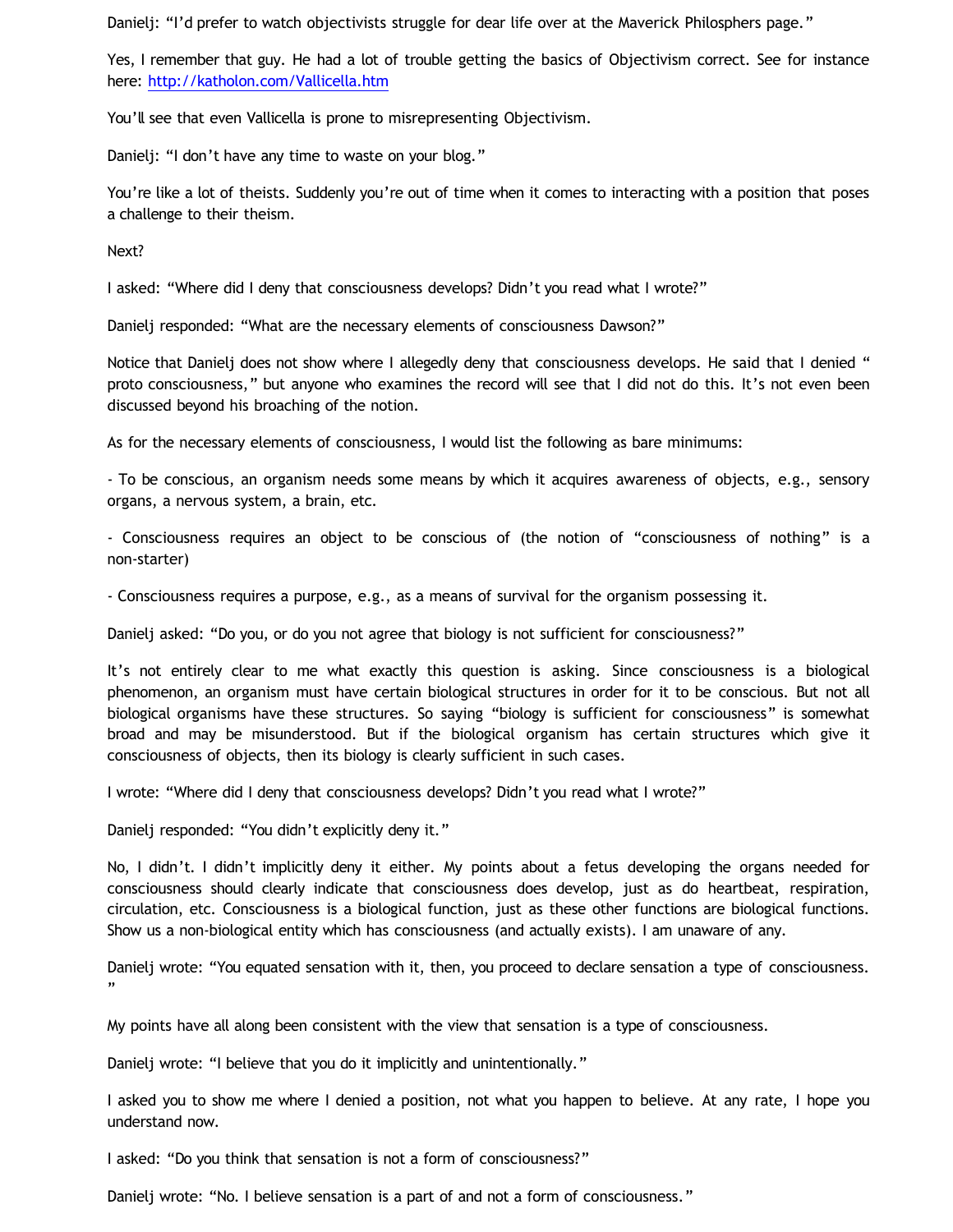Danielj: "I'd prefer to watch objectivists struggle for dear life over at the Maverick Philosphers page."

Yes, I remember that guy. He had a lot of trouble getting the basics of Objectivism correct. See for instance here: http://katholon.com/Vallicella.htm

You'll see that even Vallicella is prone to misrepresenting Objectivism.

Danielj: "I don't have any time to waste on your blog."

You're like a lot of theists. Suddenly you're out of time when it comes to interacting with a position that poses a challenge to their theism.

Next?

I asked: "Where did I deny that consciousness develops? Didn't you read what I wrote?"

Danielj responded: "What are the necessary elements of consciousness Dawson?"

Notice that Danielj does not show where I allegedly deny that consciousness develops. He said that I denied " proto consciousness," but anyone who examines the record will see that I did not do this. It's not even been discussed beyond his broaching of the notion.

As for the necessary elements of consciousness, I would list the following as bare minimums:

- To be conscious, an organism needs some means by which it acquires awareness of objects, e.g., sensory organs, a nervous system, a brain, etc.

- Consciousness requires an object to be conscious of (the notion of "consciousness of nothing" is a non-starter)

- Consciousness requires a purpose, e.g., as a means of survival for the organism possessing it.

Danielj asked: "Do you, or do you not agree that biology is not sufficient for consciousness?"

It's not entirely clear to me what exactly this question is asking. Since consciousness is a biological phenomenon, an organism must have certain biological structures in order for it to be conscious. But not all biological organisms have these structures. So saying "biology is sufficient for consciousness" is somewhat broad and may be misunderstood. But if the biological organism has certain structures which give it consciousness of objects, then its biology is clearly sufficient in such cases.

I wrote: "Where did I deny that consciousness develops? Didn't you read what I wrote?"

Danielj responded: "You didn't explicitly deny it."

No, I didn't. I didn't implicitly deny it either. My points about a fetus developing the organs needed for consciousness should clearly indicate that consciousness does develop, just as do heartbeat, respiration, circulation, etc. Consciousness is a biological function, just as these other functions are biological functions. Show us a non-biological entity which has consciousness (and actually exists). I am unaware of any.

Danielj wrote: "You equated sensation with it, then, you proceed to declare sensation a type of consciousness. "

My points have all along been consistent with the view that sensation is a type of consciousness.

Danielj wrote: "I believe that you do it implicitly and unintentionally."

I asked you to show me where I denied a position, not what you happen to believe. At any rate, I hope you understand now.

I asked: "Do you think that sensation is not a form of consciousness?"

Danielj wrote: "No. I believe sensation is a part of and not a form of consciousness."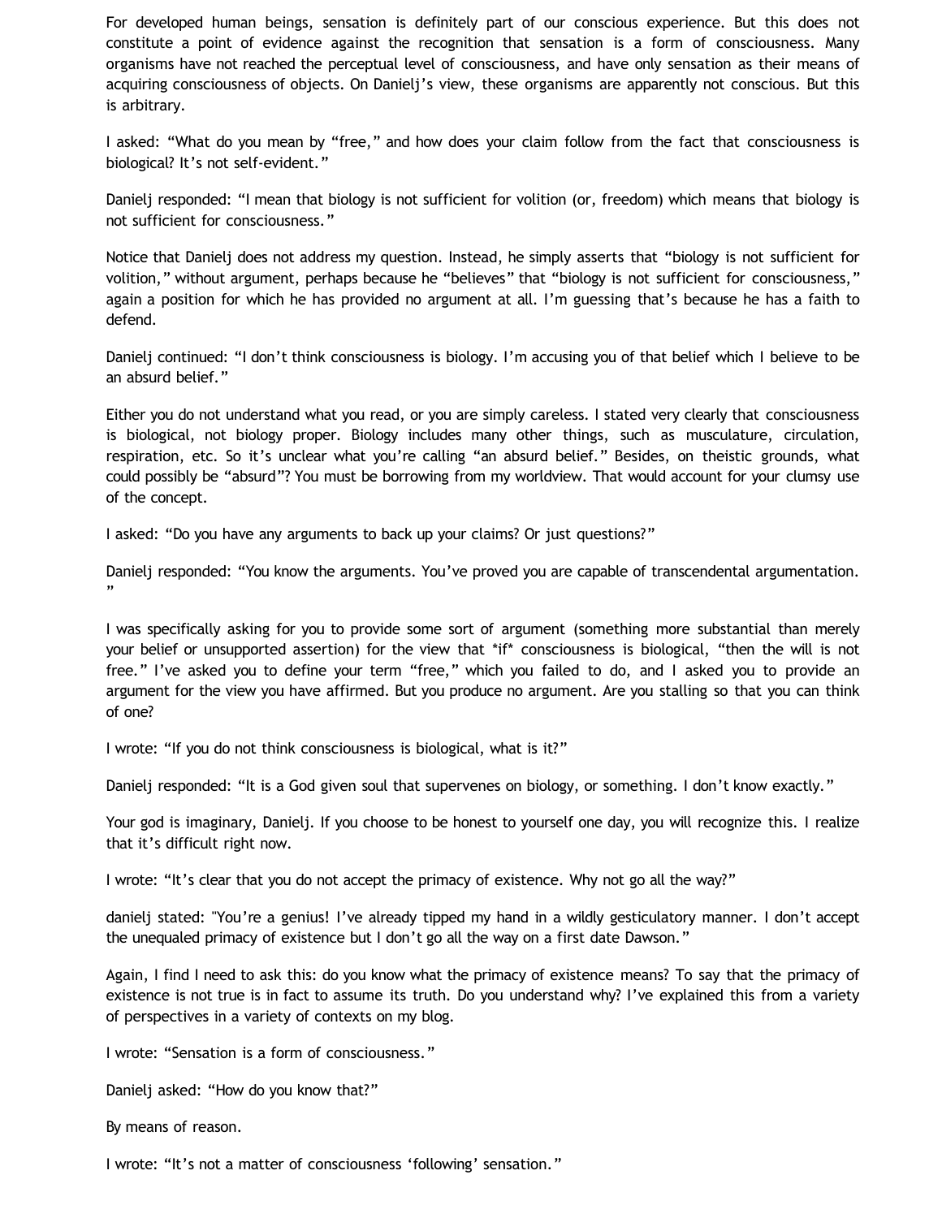For developed human beings, sensation is definitely part of our conscious experience. But this does not constitute a point of evidence against the recognition that sensation is a form of consciousness. Many organisms have not reached the perceptual level of consciousness, and have only sensation as their means of acquiring consciousness of objects. On Danielj's view, these organisms are apparently not conscious. But this is arbitrary.

I asked: "What do you mean by "free," and how does your claim follow from the fact that consciousness is biological? It's not self-evident."

Danielj responded: "I mean that biology is not sufficient for volition (or, freedom) which means that biology is not sufficient for consciousness."

Notice that Danielj does not address my question. Instead, he simply asserts that "biology is not sufficient for volition," without argument, perhaps because he "believes" that "biology is not sufficient for consciousness," again a position for which he has provided no argument at all. I'm guessing that's because he has a faith to defend.

Danielj continued: "I don't think consciousness is biology. I'm accusing you of that belief which I believe to be an absurd belief."

Either you do not understand what you read, or you are simply careless. I stated very clearly that consciousness is biological, not biology proper. Biology includes many other things, such as musculature, circulation, respiration, etc. So it's unclear what you're calling "an absurd belief." Besides, on theistic grounds, what could possibly be "absurd"? You must be borrowing from my worldview. That would account for your clumsy use of the concept.

I asked: "Do you have any arguments to back up your claims? Or just questions?"

Danielj responded: "You know the arguments. You've proved you are capable of transcendental argumentation."

I was specifically asking for you to provide some sort of argument (something more substantial than merely your belief or unsupported assertion) for the view that *if* consciousness is biological, "then the will is not free." I've asked you to define your term "free," which you failed to do, and I asked you to provide an argument for the view you have affirmed. But you produce no argument. Are you stalling so that you can think of one?

I wrote: "If you do not think consciousness is biological, what is it?"

Danielj responded: "It is a God given soul that supervenes on biology, or something. I don't know exactly."

Your god is imaginary, Danielj. If you choose to be honest to yourself one day, you will recognize this. I realize that it's difficult right now.

I wrote: "It's clear that you do not accept the primacy of existence. Why not go all the way?"

danielj stated: "You're a genius! I've already tipped my hand in a wildly gesticulatory manner. I don't accept the unequaled primacy of existence but I don't go all the way on a first date Dawson."

Again, I find I need to ask this: do you know what the primacy of existence means? To say that the primacy of existence is not true is in fact to assume its truth. Do you understand why? I've explained this from a variety of perspectives in a variety of contexts on my blog.

I wrote: "Sensation is a form of consciousness."

Danielj asked: "How do you know that?"

By means of reason.

I wrote: "It's not a matter of consciousness 'following' sensation."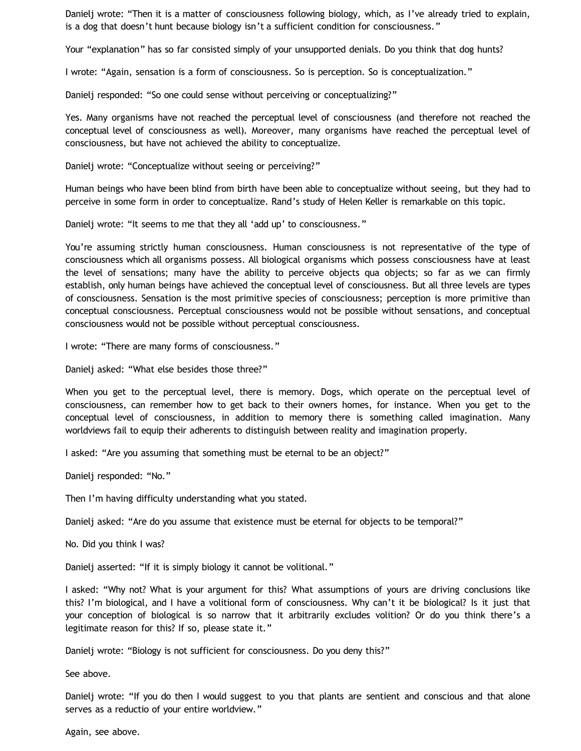Danielj wrote: “Then it is a matter of consciousness following biology, which, as I’ve already tried to explain, is a dog that doesn’t hunt because biology isn’t a sufficient condition for consciousness.”

Your “explanation” has so far consisted simply of your unsupported denials. Do you think that dog hunts?

I wrote: “Again, sensation is a form of consciousness. So is perception. So is conceptualization.”

Danielj responded: “So one could sense without perceiving or conceptualizing?”

Yes. Many organisms have not reached the perceptual level of consciousness (and therefore not reached the conceptual level of consciousness as well). Moreover, many organisms have reached the perceptual level of consciousness, but have not achieved the ability to conceptualize.

Danielj wrote: “Conceptualize without seeing or perceiving?”

Human beings who have been blind from birth have been able to conceptualize without seeing, but they had to perceive in some form in order to conceptualize. Rand’s study of Helen Keller is remarkable on this topic.

Danielj wrote: “It seems to me that they all ‘add up’ to consciousness.”

You’re assuming strictly human consciousness. Human consciousness is not representative of the type of consciousness which all organisms possess. All biological organisms which possess consciousness have at least the level of sensations; many have the ability to perceive objects qua objects; so far as we can firmly establish, only human beings have achieved the conceptual level of consciousness. But all three levels are types of consciousness. Sensation is the most primitive species of consciousness; perception is more primitive than conceptual consciousness. Perceptual consciousness would not be possible without sensations, and conceptual consciousness would not be possible without perceptual consciousness.

I wrote: “There are many forms of consciousness.”

Danielj asked: “What else besides those three?”

When you get to the perceptual level, there is memory. Dogs, which operate on the perceptual level of consciousness, can remember how to get back to their owners homes, for instance. When you get to the conceptual level of consciousness, in addition to memory there is something called imagination. Many worldviews fail to equip their adherents to distinguish between reality and imagination properly.

I asked: “Are you assuming that something must be eternal to be an object?”

Danielj responded: “No.”

Then I’m having difficulty understanding what you stated.

Danielj asked: “Are do you assume that existence must be eternal for objects to be temporal?”

No. Did you think I was?

Danielj asserted: “If it is simply biology it cannot be volitional.”

I asked: “Why not? What is your argument for this? What assumptions of yours are driving conclusions like this? I’m biological, and I have a volitional form of consciousness. Why can’t it be biological? Is it just that your conception of biological is so narrow that it arbitrarily excludes volition? Or do you think there’s a legitimate reason for this? If so, please state it.”

Danielj wrote: “Biology is not sufficient for consciousness. Do you deny this?”

See above.

Danielj wrote: “If you do then I would suggest to you that plants are sentient and conscious and that alone serves as a reductio of your entire worldview.”

Again, see above.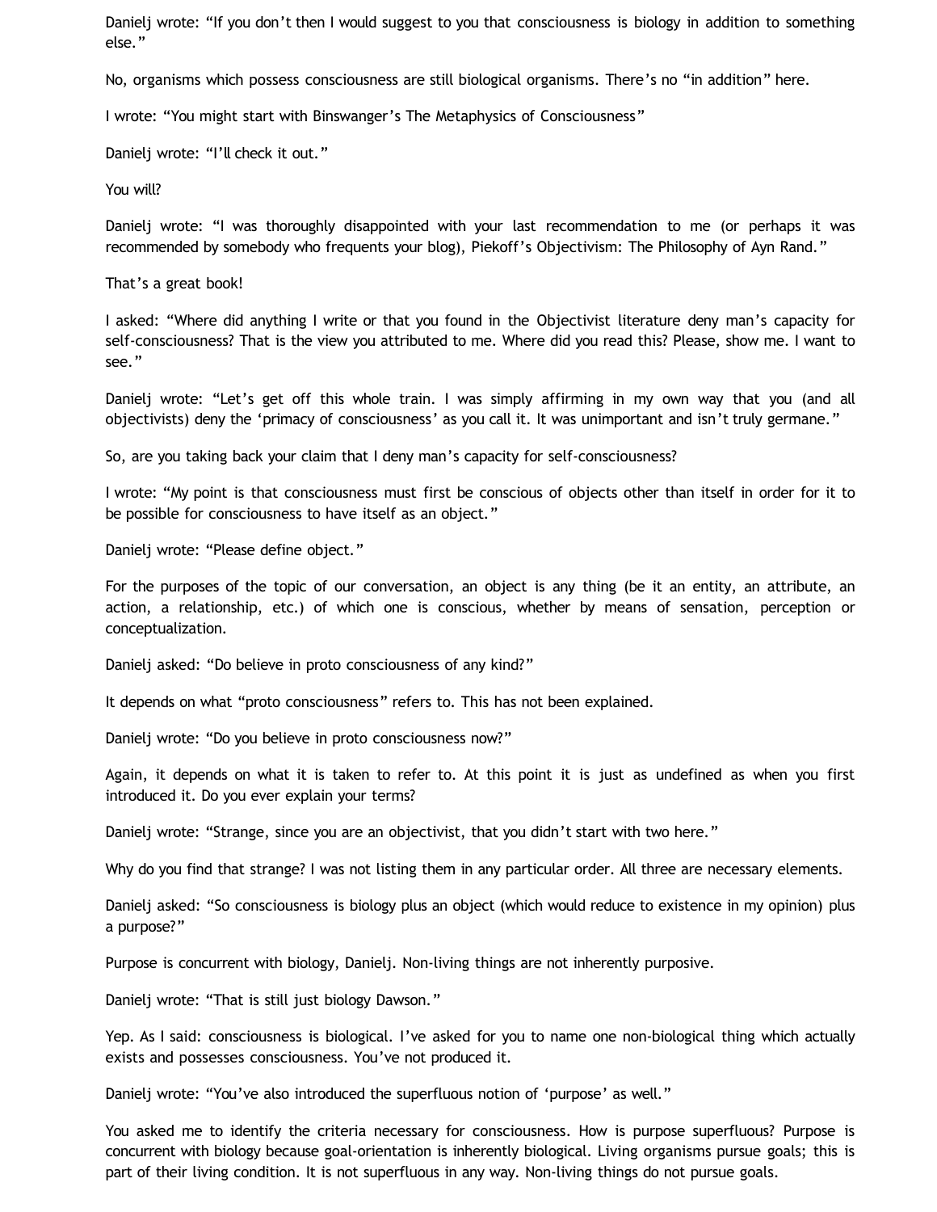Danielj wrote: “If you don’t then I would suggest to you that consciousness is biology in addition to something else.”

No, organisms which possess consciousness are still biological organisms. There’s no “in addition” here.

I wrote: “You might start with Binswanger’s The Metaphysics of Consciousness”

Danielj wrote: “I’ll check it out.”

You will?

Danielj wrote: “I was thoroughly disappointed with your last recommendation to me (or perhaps it was recommended by somebody who frequents your blog), Piekoff’s Objectivism: The Philosophy of Ayn Rand.”

That’s a great book!

I asked: “Where did anything I write or that you found in the Objectivist literature deny man’s capacity for self-consciousness? That is the view you attributed to me. Where did you read this? Please, show me. I want to see.”

Danielj wrote: “Let’s get off this whole train. I was simply affirming in my own way that you (and all objectivists) deny the ‘primacy of consciousness’ as you call it. It was unimportant and isn’t truly germane.”

So, are you taking back your claim that I deny man’s capacity for self-consciousness?

I wrote: “My point is that consciousness must first be conscious of objects other than itself in order for it to be possible for consciousness to have itself as an object.”

Danielj wrote: “Please define object.”

For the purposes of the topic of our conversation, an object is any thing (be it an entity, an attribute, an action, a relationship, etc.) of which one is conscious, whether by means of sensation, perception or conceptualization.

Danielj asked: “Do believe in proto consciousness of any kind?”

It depends on what “proto consciousness” refers to. This has not been explained.

Danielj wrote: “Do you believe in proto consciousness now?”

Again, it depends on what it is taken to refer to. At this point it is just as undefined as when you first introduced it. Do you ever explain your terms?

Danielj wrote: “Strange, since you are an objectivist, that you didn’t start with two here.”

Why do you find that strange? I was not listing them in any particular order. All three are necessary elements.

Danielj asked: “So consciousness is biology plus an object (which would reduce to existence in my opinion) plus a purpose?”

Purpose is concurrent with biology, Danielj. Non-living things are not inherently purposive.

Danielj wrote: “That is still just biology Dawson.”

Yep. As I said: consciousness is biological. I’ve asked for you to name one non-biological thing which actually exists and possesses consciousness. You’ve not produced it.

Danielj wrote: “You’ve also introduced the superfluous notion of ‘purpose’ as well.”

You asked me to identify the criteria necessary for consciousness. How is purpose superfluous? Purpose is concurrent with biology because goal-orientation is inherently biological. Living organisms pursue goals; this is part of their living condition. It is not superfluous in any way. Non-living things do not pursue goals.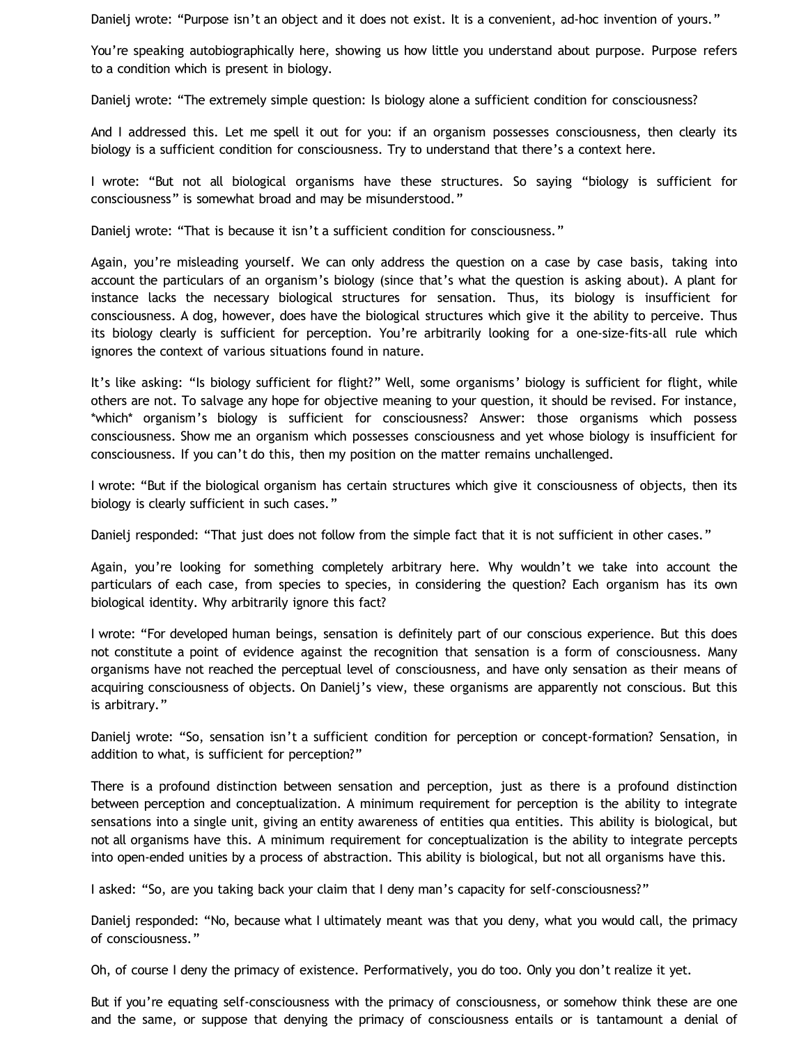Danielj wrote: “Purpose isn’t an object and it does not exist. It is a convenient, ad-hoc invention of yours.”

You’re speaking autobiographically here, showing us how little you understand about purpose. Purpose refers to a condition which is present in biology.

Danielj wrote: “The extremely simple question: Is biology alone a sufficient condition for consciousness?

And I addressed this. Let me spell it out for you: if an organism possesses consciousness, then clearly its biology is a sufficient condition for consciousness. Try to understand that there’s a context here.

I wrote: “But not all biological organisms have these structures. So saying “biology is sufficient for consciousness” is somewhat broad and may be misunderstood.”

Danielj wrote: “That is because it isn’t a sufficient condition for consciousness.”

Again, you’re misleading yourself. We can only address the question on a case by case basis, taking into account the particulars of an organism’s biology (since that’s what the question is asking about). A plant for instance lacks the necessary biological structures for sensation. Thus, its biology is insufficient for consciousness. A dog, however, does have the biological structures which give it the ability to perceive. Thus its biology clearly is sufficient for perception. You’re arbitrarily looking for a one-size-fits-all rule which ignores the context of various situations found in nature.

It’s like asking: “Is biology sufficient for flight?” Well, some organisms’ biology is sufficient for flight, while others are not. To salvage any hope for objective meaning to your question, it should be revised. For instance, *which* organism’s biology is sufficient for consciousness? Answer: those organisms which possess consciousness. Show me an organism which possesses consciousness and yet whose biology is insufficient for consciousness. If you can’t do this, then my position on the matter remains unchallenged.

I wrote: “But if the biological organism has certain structures which give it consciousness of objects, then its biology is clearly sufficient in such cases.”

Danielj responded: “That just does not follow from the simple fact that it is not sufficient in other cases.”

Again, you’re looking for something completely arbitrary here. Why wouldn’t we take into account the particulars of each case, from species to species, in considering the question? Each organism has its own biological identity. Why arbitrarily ignore this fact?

I wrote: “For developed human beings, sensation is definitely part of our conscious experience. But this does not constitute a point of evidence against the recognition that sensation is a form of consciousness. Many organisms have not reached the perceptual level of consciousness, and have only sensation as their means of acquiring consciousness of objects. On Danielj’s view, these organisms are apparently not conscious. But this is arbitrary.”

Danielj wrote: “So, sensation isn’t a sufficient condition for perception or concept-formation? Sensation, in addition to what, is sufficient for perception?”

There is a profound distinction between sensation and perception, just as there is a profound distinction between perception and conceptualization. A minimum requirement for perception is the ability to integrate sensations into a single unit, giving an entity awareness of entities qua entities. This ability is biological, but not all organisms have this. A minimum requirement for conceptualization is the ability to integrate percepts into open-ended unities by a process of abstraction. This ability is biological, but not all organisms have this.

I asked: “So, are you taking back your claim that I deny man’s capacity for self-consciousness?”

Danielj responded: “No, because what I ultimately meant was that you deny, what you would call, the primacy of consciousness.”

Oh, of course I deny the primacy of existence. Performatively, you do too. Only you don’t realize it yet.

But if you’re equating self-consciousness with the primacy of consciousness, or somehow think these are one and the same, or suppose that denying the primacy of consciousness entails or is tantamount a denial of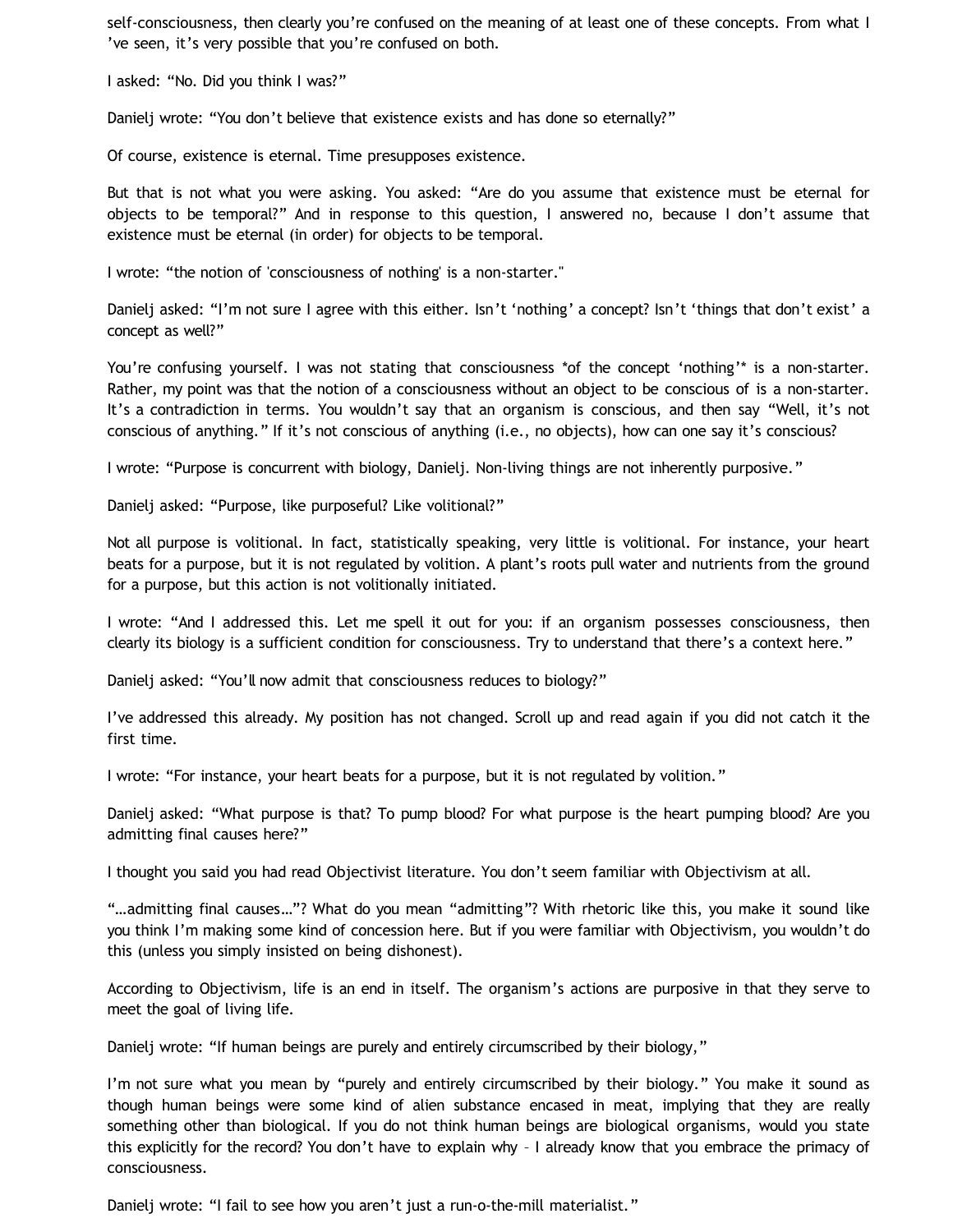self-consciousness, then clearly you're confused on the meaning of at least one of these concepts. From what I 've seen, it's very possible that you're confused on both.

I asked: "No. Did you think I was?"

Danielj wrote: "You don't believe that existence exists and has done so eternally?"

Of course, existence is eternal. Time presupposes existence.

But that is not what you were asking. You asked: "Are do you assume that existence must be eternal for objects to be temporal?" And in response to this question, I answered no, because I don't assume that existence must be eternal (in order) for objects to be temporal.

I wrote: "the notion of 'consciousness of nothing' is a non-starter."

Danielj asked: "I'm not sure I agree with this either. Isn't 'nothing' a concept? Isn't 'things that don't exist' a concept as well?"

You're confusing yourself. I was not stating that consciousness *of the concept 'nothing'* is a non-starter. Rather, my point was that the notion of a consciousness without an object to be conscious of is a non-starter. It's a contradiction in terms. You wouldn't say that an organism is conscious, and then say "Well, it's not conscious of anything." If it's not conscious of anything (i.e., no objects), how can one say it's conscious?

I wrote: "Purpose is concurrent with biology, Danielj. Non-living things are not inherently purposive."

Danielj asked: "Purpose, like purposeful? Like volitional?"

Not all purpose is volitional. In fact, statistically speaking, very little is volitional. For instance, your heart beats for a purpose, but it is not regulated by volition. A plant's roots pull water and nutrients from the ground for a purpose, but this action is not volitionally initiated.

I wrote: "And I addressed this. Let me spell it out for you: if an organism possesses consciousness, then clearly its biology is a sufficient condition for consciousness. Try to understand that there's a context here."

Danielj asked: "You'll now admit that consciousness reduces to biology?"

I've addressed this already. My position has not changed. Scroll up and read again if you did not catch it the first time.

I wrote: "For instance, your heart beats for a purpose, but it is not regulated by volition."

Danielj asked: "What purpose is that? To pump blood? For what purpose is the heart pumping blood? Are you admitting final causes here?"

I thought you said you had read Objectivist literature. You don't seem familiar with Objectivism at all.

"…admitting final causes…"? What do you mean "admitting"? With rhetoric like this, you make it sound like you think I'm making some kind of concession here. But if you were familiar with Objectivism, you wouldn't do this (unless you simply insisted on being dishonest).

According to Objectivism, life is an end in itself. The organism's actions are purposive in that they serve to meet the goal of living life.

Danielj wrote: "If human beings are purely and entirely circumscribed by their biology,"

I'm not sure what you mean by "purely and entirely circumscribed by their biology." You make it sound as though human beings were some kind of alien substance encased in meat, implying that they are really something other than biological. If you do not think human beings are biological organisms, would you state this explicitly for the record? You don't have to explain why – I already know that you embrace the primacy of consciousness.

Danielj wrote: "I fail to see how you aren't just a run-o-the-mill materialist."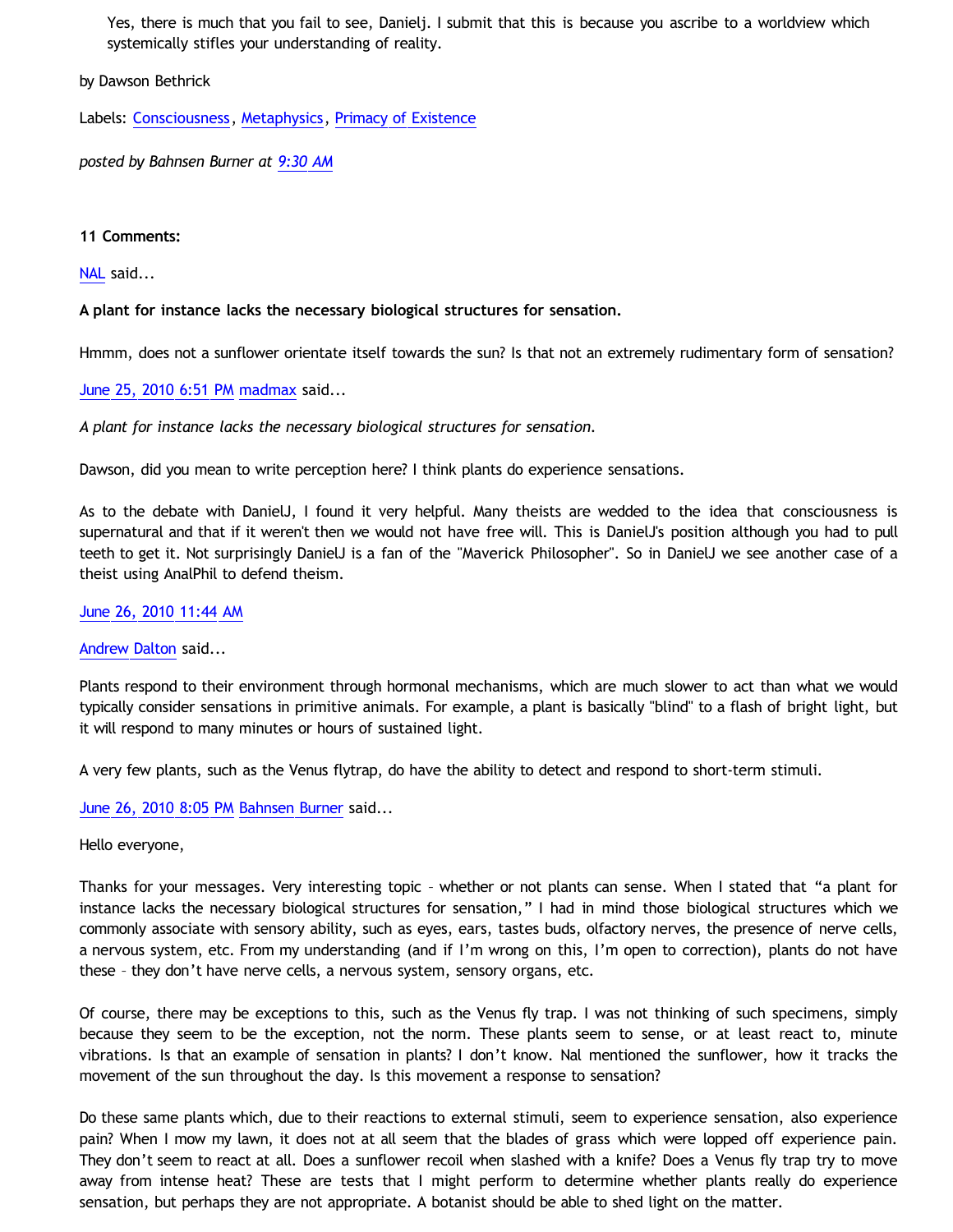> Yes, there is much that you fail to see, Danielj. I submit that this is because you ascribe to a worldview which systemically stifles your understanding of reality.

by Dawson Bethrick

Labels: Consciousness, Metaphysics, Primacy of Existence

*posted by Bahnsen Burner at 9:30 AM*

**11 Comments:**

NAL said...

**A plant for instance lacks the necessary biological structures for sensation.**

Hmmm, does not a sunflower orientate itself towards the sun? Is that not an extremely rudimentary form of sensation?

June 25, 2010 6:51 PM madmax said...

*A plant for instance lacks the necessary biological structures for sensation.*

Dawson, did you mean to write perception here? I think plants do experience sensations.

As to the debate with DanielJ, I found it very helpful. Many theists are wedded to the idea that consciousness is supernatural and that if it weren't then we would not have free will. This is DanielJ's position although you had to pull teeth to get it. Not surprisingly DanielJ is a fan of the "Maverick Philosopher". So in DanielJ we see another case of a theist using AnalPhil to defend theism.

June 26, 2010 11:44 AM

Andrew Dalton said...

Plants respond to their environment through hormonal mechanisms, which are much slower to act than what we would typically consider sensations in primitive animals. For example, a plant is basically "blind" to a flash of bright light, but it will respond to many minutes or hours of sustained light.

A very few plants, such as the Venus flytrap, do have the ability to detect and respond to short-term stimuli.

June 26, 2010 8:05 PM Bahnsen Burner said...

Hello everyone,

Thanks for your messages. Very interesting topic – whether or not plants can sense. When I stated that "a plant for instance lacks the necessary biological structures for sensation," I had in mind those biological structures which we commonly associate with sensory ability, such as eyes, ears, tastes buds, olfactory nerves, the presence of nerve cells, a nervous system, etc. From my understanding (and if I'm wrong on this, I'm open to correction), plants do not have these – they don't have nerve cells, a nervous system, sensory organs, etc.

Of course, there may be exceptions to this, such as the Venus fly trap. I was not thinking of such specimens, simply because they seem to be the exception, not the norm. These plants seem to sense, or at least react to, minute vibrations. Is that an example of sensation in plants? I don't know. Nal mentioned the sunflower, how it tracks the movement of the sun throughout the day. Is this movement a response to sensation?

Do these same plants which, due to their reactions to external stimuli, seem to experience sensation, also experience pain? When I mow my lawn, it does not at all seem that the blades of grass which were lopped off experience pain. They don't seem to react at all. Does a sunflower recoil when slashed with a knife? Does a Venus fly trap try to move away from intense heat? These are tests that I might perform to determine whether plants really do experience sensation, but perhaps they are not appropriate. A botanist should be able to shed light on the matter.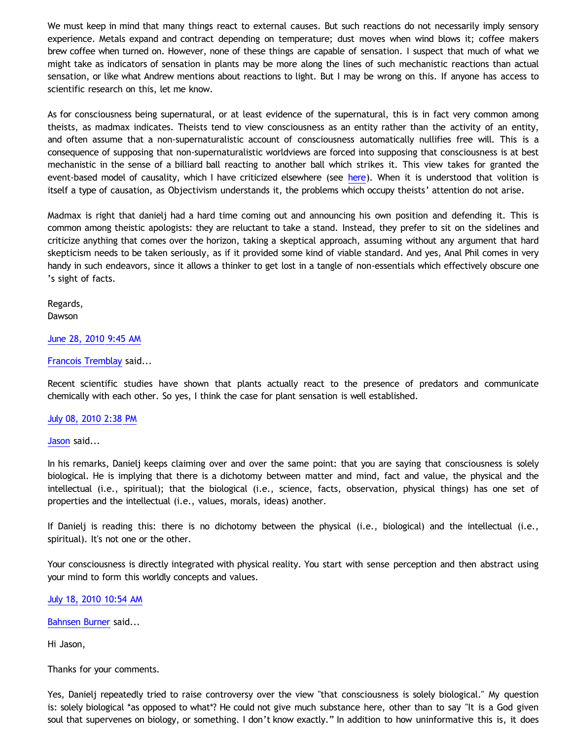We must keep in mind that many things react to external causes. But such reactions do not necessarily imply sensory experience. Metals expand and contract depending on temperature; dust moves when wind blows it; coffee makers brew coffee when turned on. However, none of these things are capable of sensation. I suspect that much of what we might take as indicators of sensation in plants may be more along the lines of such mechanistic reactions than actual sensation, or like what Andrew mentions about reactions to light. But I may be wrong on this. If anyone has access to scientific research on this, let me know.

As for consciousness being supernatural, or at least evidence of the supernatural, this is in fact very common among theists, as madmax indicates. Theists tend to view consciousness as an entity rather than the activity of an entity, and often assume that a non-supernaturalistic account of consciousness automatically nullifies free will. This is a consequence of supposing that non-supernaturalistic worldviews are forced into supposing that consciousness is at best mechanistic in the sense of a billiard ball reacting to another ball which strikes it. This view takes for granted the event-based model of causality, which I have criticized elsewhere (see here). When it is understood that volition is itself a type of causation, as Objectivism understands it, the problems which occupy theists' attention do not arise.

Madmax is right that danielj had a hard time coming out and announcing his own position and defending it. This is common among theistic apologists: they are reluctant to take a stand. Instead, they prefer to sit on the sidelines and criticize anything that comes over the horizon, taking a skeptical approach, assuming without any argument that hard skepticism needs to be taken seriously, as if it provided some kind of viable standard. And yes, Anal Phil comes in very handy in such endeavors, since it allows a thinker to get lost in a tangle of non-essentials which effectively obscure one 's sight of facts.

Regards,
Dawson

June 28, 2010 9:45 AM

Francois Tremblay said...

Recent scientific studies have shown that plants actually react to the presence of predators and communicate chemically with each other. So yes, I think the case for plant sensation is well established.

July 08, 2010 2:38 PM

Jason said...

In his remarks, Danielj keeps claiming over and over the same point: that you are saying that consciousness is solely biological. He is implying that there is a dichotomy between matter and mind, fact and value, the physical and the intellectual (i.e., spiritual); that the biological (i.e., science, facts, observation, physical things) has one set of properties and the intellectual (i.e., values, morals, ideas) another.

If Danielj is reading this: there is no dichotomy between the physical (i.e., biological) and the intellectual (i.e., spiritual). It's not one or the other.

Your consciousness is directly integrated with physical reality. You start with sense perception and then abstract using your mind to form this worldly concepts and values.

July 18, 2010 10:54 AM

Bahnsen Burner said...

Hi Jason,

Thanks for your comments.

Yes, Danielj repeatedly tried to raise controversy over the view "that consciousness is solely biological." My question is: solely biological *as opposed to what*? He could not give much substance here, other than to say "It is a God given soul that supervenes on biology, or something. I don't know exactly." In addition to how uninformative this is, it does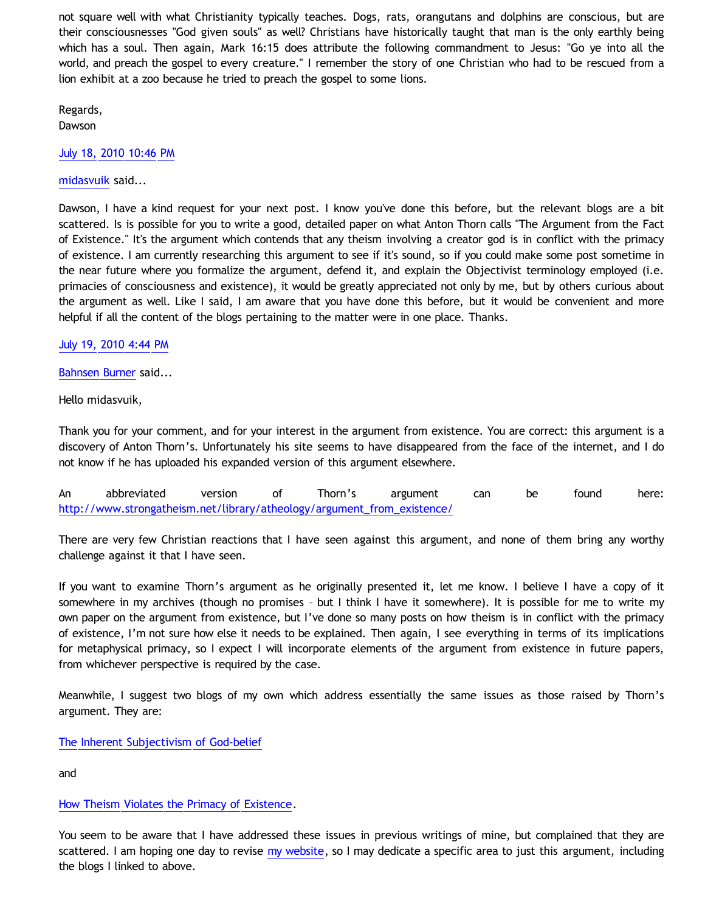not square well with what Christianity typically teaches. Dogs, rats, orangutans and dolphins are conscious, but are their consciousnesses "God given souls" as well? Christians have historically taught that man is the only earthly being which has a soul. Then again, Mark 16:15 does attribute the following commandment to Jesus: "Go ye into all the world, and preach the gospel to every creature." I remember the story of one Christian who had to be rescued from a lion exhibit at a zoo because he tried to preach the gospel to some lions.

Regards,
Dawson

July 18, 2010 10:46 PM

midasvuik said...

Dawson, I have a kind request for your next post. I know you've done this before, but the relevant blogs are a bit scattered. Is is possible for you to write a good, detailed paper on what Anton Thorn calls "The Argument from the Fact of Existence." It's the argument which contends that any theism involving a creator god is in conflict with the primacy of existence. I am currently researching this argument to see if it's sound, so if you could make some post sometime in the near future where you formalize the argument, defend it, and explain the Objectivist terminology employed (i.e. primacies of consciousness and existence), it would be greatly appreciated not only by me, but by others curious about the argument as well. Like I said, I am aware that you have done this before, but it would be convenient and more helpful if all the content of the blogs pertaining to the matter were in one place. Thanks.

July 19, 2010 4:44 PM

Bahnsen Burner said...

Hello midasvuik,

Thank you for your comment, and for your interest in the argument from existence. You are correct: this argument is a discovery of Anton Thorn's. Unfortunately his site seems to have disappeared from the face of the internet, and I do not know if he has uploaded his expanded version of this argument elsewhere.

An abbreviated version of Thorn's argument can be found here: http://www.strongatheism.net/library/atheology/argument_from_existence/

There are very few Christian reactions that I have seen against this argument, and none of them bring any worthy challenge against it that I have seen.

If you want to examine Thorn's argument as he originally presented it, let me know. I believe I have a copy of it somewhere in my archives (though no promises – but I think I have it somewhere). It is possible for me to write my own paper on the argument from existence, but I've done so many posts on how theism is in conflict with the primacy of existence, I'm not sure how else it needs to be explained. Then again, I see everything in terms of its implications for metaphysical primacy, so I expect I will incorporate elements of the argument from existence in future papers, from whichever perspective is required by the case.

Meanwhile, I suggest two blogs of my own which address essentially the same issues as those raised by Thorn's argument. They are:

The Inherent Subjectivism of God-belief

and

How Theism Violates the Primacy of Existence.

You seem to be aware that I have addressed these issues in previous writings of mine, but complained that they are scattered. I am hoping one day to revise my website, so I may dedicate a specific area to just this argument, including the blogs I linked to above.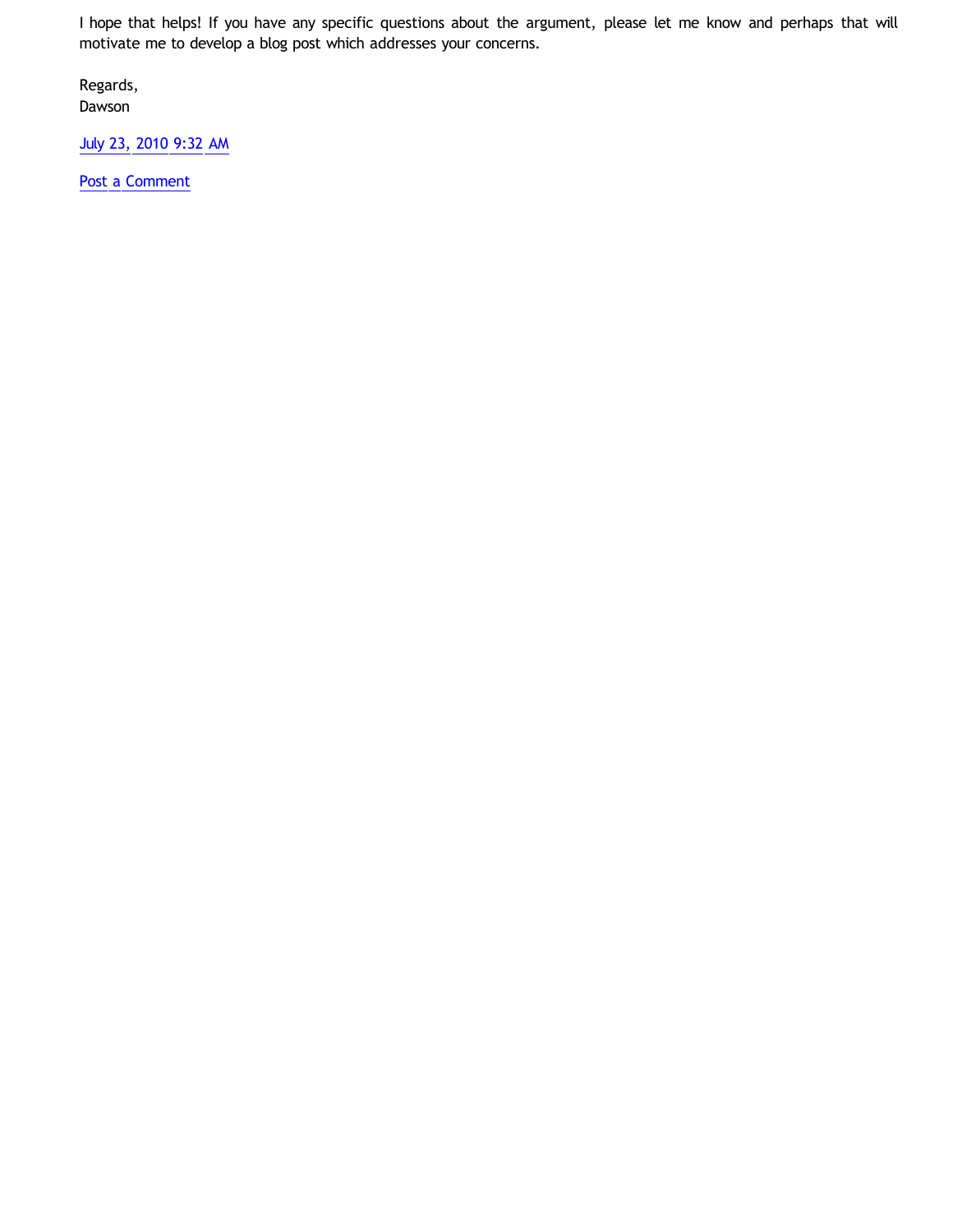I hope that helps! If you have any specific questions about the argument, please let me know and perhaps that will motivate me to develop a blog post which addresses your concerns.

Regards,
Dawson

July 23, 2010 9:32 AM

Post a Comment